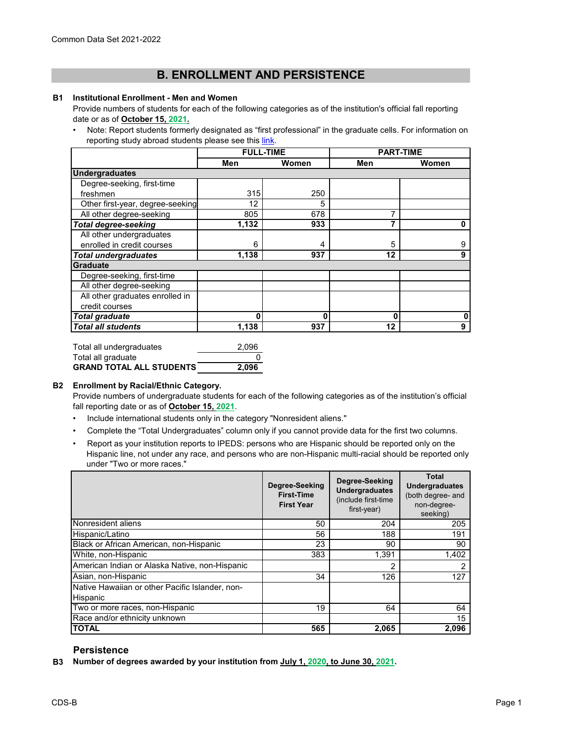Common Data Set 2021-2022

# B. ENROLLMENT AND PERSISTENCE

**B1 Institutional Enrollment - Men and Women**

Provide numbers of students for each of the following categories as of the institution's official fall reporting date or as of **October 15, 2021.**

- Note: Report students formerly designated as "first professional" in the graduate cells. For information on reporting study abroad students please see this link.

| | FULL-TIME | | PART-TIME | |
|---|---|---|---|---|
| | Men | Women | Men | Women |
| **Undergraduates** | | | | |
| Degree-seeking, first-time freshmen | 315 | 250 | | |
| Other first-year, degree-seeking | 12 | 5 | | |
| All other degree-seeking | 805 | 678 | 7 | |
| ***Total degree-seeking*** | **1,132** | **933** | **7** | **0** |
| All other undergraduates enrolled in credit courses | 6 | 4 | 5 | 9 |
| ***Total undergraduates*** | **1,138** | **937** | **12** | **9** |
| **Graduate** | | | | |
| Degree-seeking, first-time | | | | |
| All other degree-seeking | | | | |
| All other graduates enrolled in credit courses | | | | |
| ***Total graduate*** | **0** | **0** | **0** | **0** |
| ***Total all students*** | **1,138** | **937** | **12** | **9** |

| | |
|---|---|
| Total all undergraduates | 2,096 |
| Total all graduate | 0 |
| **GRAND TOTAL ALL STUDENTS** | **2,096** |

**B2 Enrollment by Racial/Ethnic Category.**

Provide numbers of undergraduate students for each of the following categories as of the institution's official fall reporting date or as of **October 15, 2021**.

- Include international students only in the category "Nonresident aliens."
- Complete the "Total Undergraduates" column only if you cannot provide data for the first two columns.
- Report as your institution reports to IPEDS: persons who are Hispanic should be reported only on the Hispanic line, not under any race, and persons who are non-Hispanic multi-racial should be reported only under "Two or more races."

| | Degree-Seeking First-Time First Year | Degree-Seeking Undergraduates (include first-time first-year) | Total Undergraduates (both degree- and non-degree-seeking) |
|---|---|---|---|
| Nonresident aliens | 50 | 204 | 205 |
| Hispanic/Latino | 56 | 188 | 191 |
| Black or African American, non-Hispanic | 23 | 90 | 90 |
| White, non-Hispanic | 383 | 1,391 | 1,402 |
| American Indian or Alaska Native, non-Hispanic | | 2 | 2 |
| Asian, non-Hispanic | 34 | 126 | 127 |
| Native Hawaiian or other Pacific Islander, non-Hispanic | | | |
| Two or more races, non-Hispanic | 19 | 64 | 64 |
| Race and/or ethnicity unknown | | | 15 |
| **TOTAL** | **565** | **2,065** | **2,096** |

## Persistence

**B3 Number of degrees awarded by your institution from July 1, 2020, to June 30, 2021.**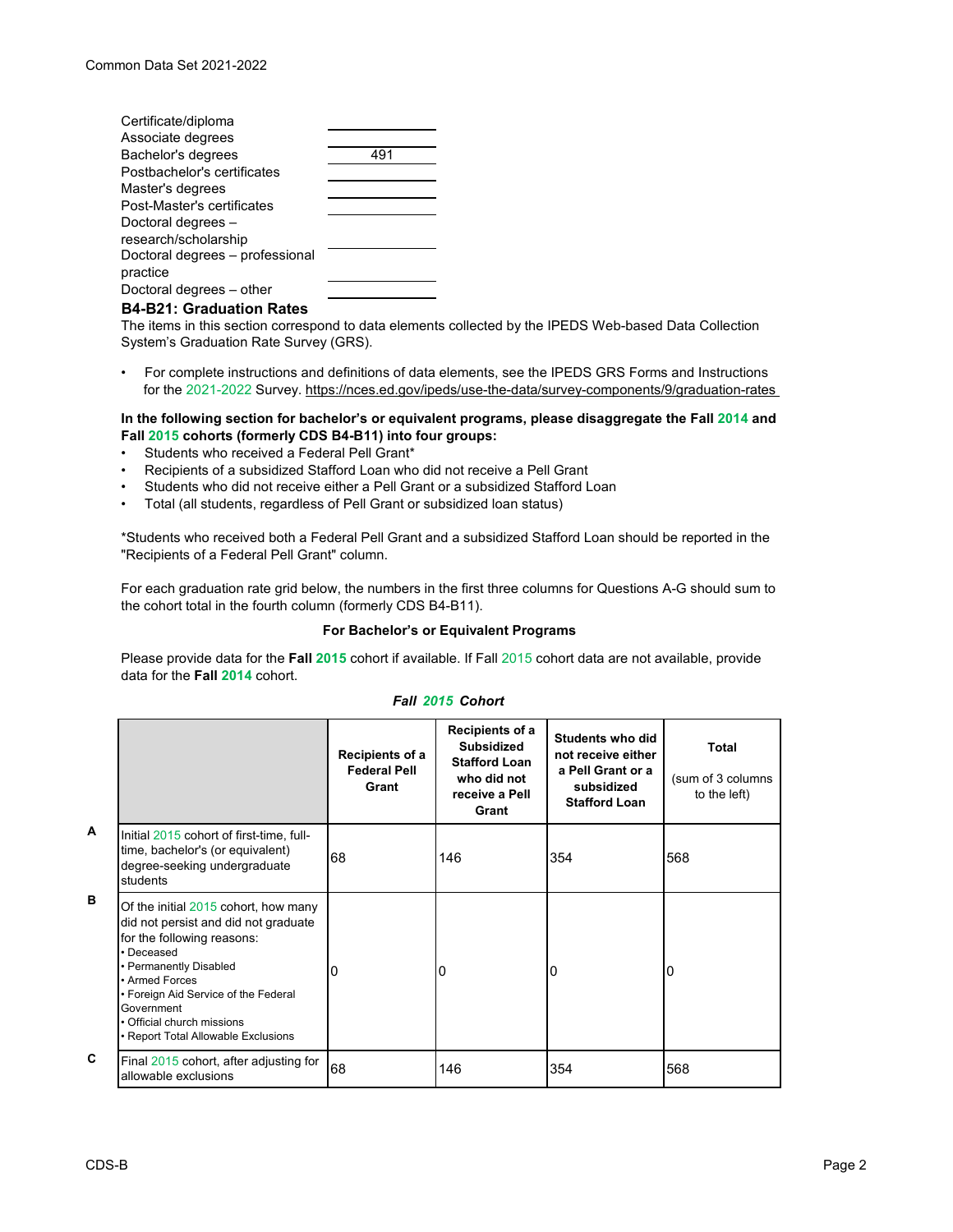| | |
|---|---|
| Certificate/diploma | |
| Associate degrees | |
| Bachelor's degrees | 491 |
| Postbachelor's certificates | |
| Master's degrees | |
| Post-Master's certificates | |
| Doctoral degrees – research/scholarship | |
| Doctoral degrees – professional practice | |
| Doctoral degrees – other | |

### B4-B21: Graduation Rates

The items in this section correspond to data elements collected by the IPEDS Web-based Data Collection System's Graduation Rate Survey (GRS).

- For complete instructions and definitions of data elements, see the IPEDS GRS Forms and Instructions for the 2021-2022 Survey. https://nces.ed.gov/ipeds/use-the-data/survey-components/9/graduation-rates

**In the following section for bachelor's or equivalent programs, please disaggregate the Fall 2014 and Fall 2015 cohorts (formerly CDS B4-B11) into four groups:**

- Students who received a Federal Pell Grant*
- Recipients of a subsidized Stafford Loan who did not receive a Pell Grant
- Students who did not receive either a Pell Grant or a subsidized Stafford Loan
- Total (all students, regardless of Pell Grant or subsidized loan status)

*Students who received both a Federal Pell Grant and a subsidized Stafford Loan should be reported in the "Recipients of a Federal Pell Grant" column.

For each graduation rate grid below, the numbers in the first three columns for Questions A-G should sum to the cohort total in the fourth column (formerly CDS B4-B11).

**For Bachelor's or Equivalent Programs**

Please provide data for the **Fall 2015** cohort if available. If Fall 2015 cohort data are not available, provide data for the **Fall 2014** cohort.

***Fall 2015 Cohort***

| | | Recipients of a Federal Pell Grant | Recipients of a Subsidized Stafford Loan who did not receive a Pell Grant | Students who did not receive either a Pell Grant or a subsidized Stafford Loan | Total (sum of 3 columns to the left) |
|---|---|---|---|---|---|
| A | Initial 2015 cohort of first-time, full-time, bachelor's (or equivalent) degree-seeking undergraduate students | 68 | 146 | 354 | 568 |
| B | Of the initial 2015 cohort, how many did not persist and did not graduate for the following reasons: • Deceased • Permanently Disabled • Armed Forces • Foreign Aid Service of the Federal Government • Official church missions • Report Total Allowable Exclusions | 0 | 0 | 0 | 0 |
| C | Final 2015 cohort, after adjusting for allowable exclusions | 68 | 146 | 354 | 568 |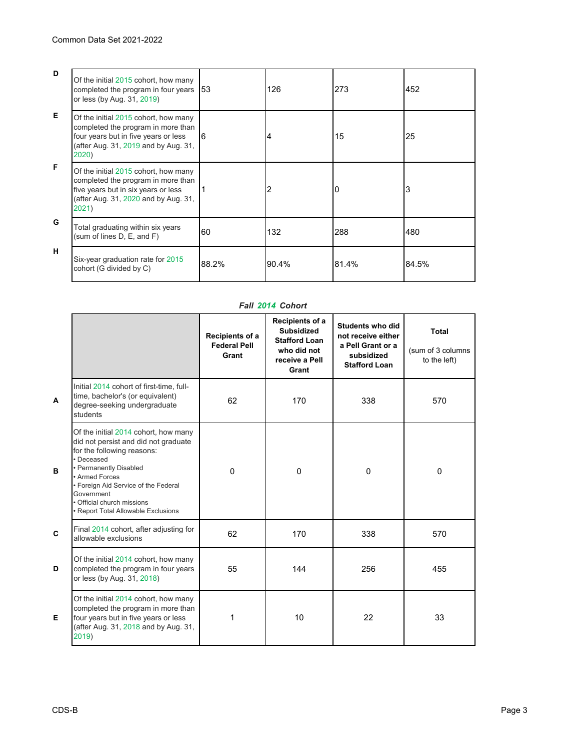| | | | | | |
|---|---|---|---|---|---|
| D | Of the initial 2015 cohort, how many completed the program in four years or less (by Aug. 31, 2019) | 53 | 126 | 273 | 452 |
| E | Of the initial 2015 cohort, how many completed the program in more than four years but in five years or less (after Aug. 31, 2019 and by Aug. 31, 2020) | 6 | 4 | 15 | 25 |
| F | Of the initial 2015 cohort, how many completed the program in more than five years but in six years or less (after Aug. 31, 2020 and by Aug. 31, 2021) | 1 | 2 | 0 | 3 |
| G | Total graduating within six years (sum of lines D, E, and F) | 60 | 132 | 288 | 480 |
| H | Six-year graduation rate for 2015 cohort (G divided by C) | 88.2% | 90.4% | 81.4% | 84.5% |

***Fall 2014 Cohort***

| | | Recipients of a Federal Pell Grant | Recipients of a Subsidized Stafford Loan who did not receive a Pell Grant | Students who did not receive either a Pell Grant or a subsidized Stafford Loan | Total (sum of 3 columns to the left) |
|---|---|---|---|---|---|
| A | Initial 2014 cohort of first-time, full-time, bachelor's (or equivalent) degree-seeking undergraduate students | 62 | 170 | 338 | 570 |
| B | Of the initial 2014 cohort, how many did not persist and did not graduate for the following reasons: • Deceased • Permanently Disabled • Armed Forces • Foreign Aid Service of the Federal Government • Official church missions • Report Total Allowable Exclusions | 0 | 0 | 0 | 0 |
| C | Final 2014 cohort, after adjusting for allowable exclusions | 62 | 170 | 338 | 570 |
| D | Of the initial 2014 cohort, how many completed the program in four years or less (by Aug. 31, 2018) | 55 | 144 | 256 | 455 |
| E | Of the initial 2014 cohort, how many completed the program in more than four years but in five years or less (after Aug. 31, 2018 and by Aug. 31, 2019) | 1 | 10 | 22 | 33 |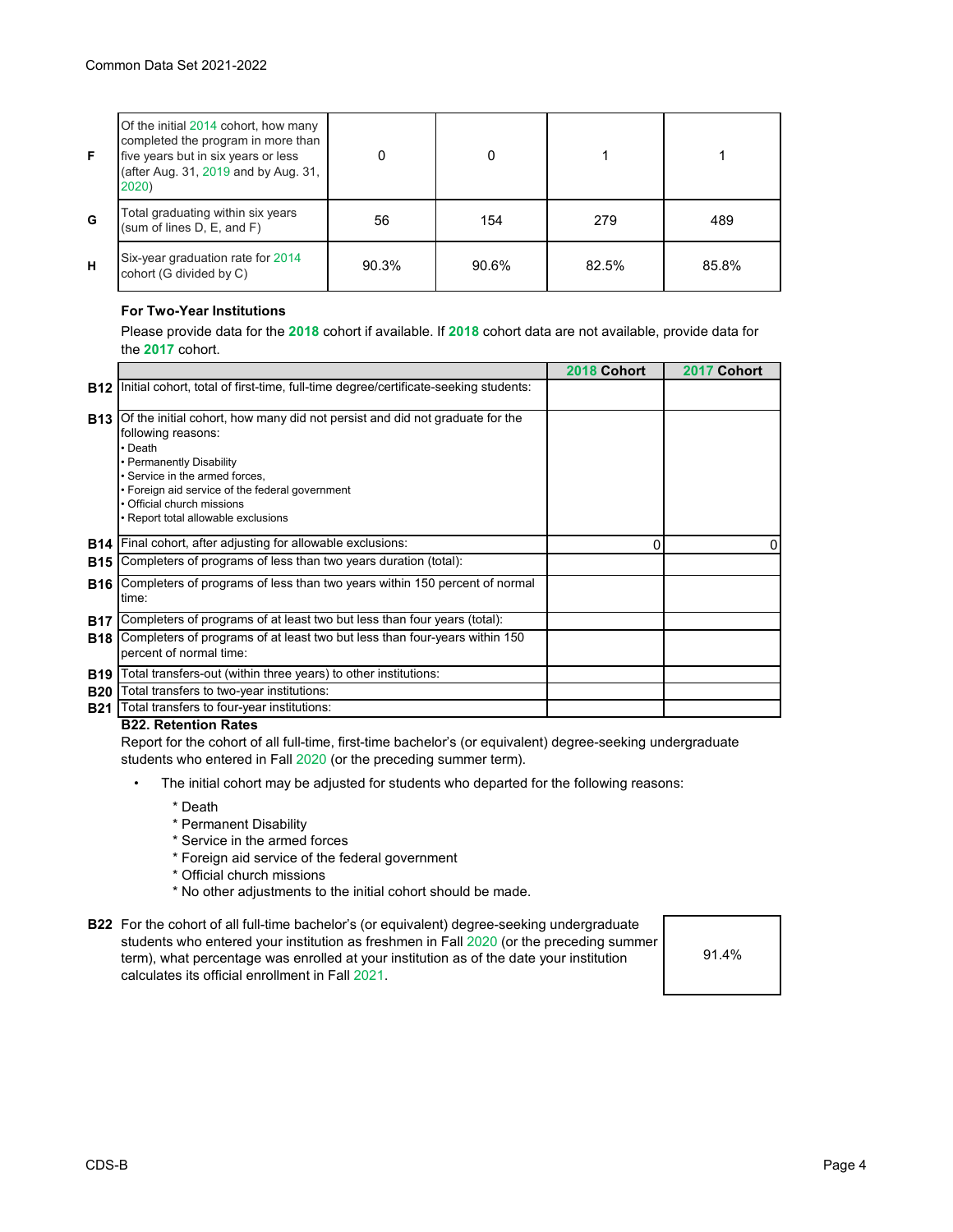| | | | | | |
|---|---|---|---|---|---|
| F | Of the initial 2014 cohort, how many completed the program in more than five years but in six years or less (after Aug. 31, 2019 and by Aug. 31, 2020) | 0 | 0 | 1 | 1 |
| G | Total graduating within six years (sum of lines D, E, and F) | 56 | 154 | 279 | 489 |
| H | Six-year graduation rate for 2014 cohort (G divided by C) | 90.3% | 90.6% | 82.5% | 85.8% |

### For Two-Year Institutions

Please provide data for the **2018** cohort if available. If **2018** cohort data are not available, provide data for the **2017** cohort.

| | | 2018 Cohort | 2017 Cohort |
|---|---|---|---|
| B12 | Initial cohort, total of first-time, full-time degree/certificate-seeking students: | | |
| B13 | Of the initial cohort, how many did not persist and did not graduate for the following reasons:<br>• Death<br>• Permanently Disability<br>• Service in the armed forces,<br>• Foreign aid service of the federal government<br>• Official church missions<br>• Report total allowable exclusions | | |
| B14 | Final cohort, after adjusting for allowable exclusions: | 0 | 0 |
| B15 | Completers of programs of less than two years duration (total): | | |
| B16 | Completers of programs of less than two years within 150 percent of normal time: | | |
| B17 | Completers of programs of at least two but less than four years (total): | | |
| B18 | Completers of programs of at least two but less than four-years within 150 percent of normal time: | | |
| B19 | Total transfers-out (within three years) to other institutions: | | |
| B20 | Total transfers to two-year institutions: | | |
| B21 | Total transfers to four-year institutions: | | |

### B22. Retention Rates

Report for the cohort of all full-time, first-time bachelor's (or equivalent) degree-seeking undergraduate students who entered in Fall 2020 (or the preceding summer term).

- The initial cohort may be adjusted for students who departed for the following reasons:
  - * Death
  - * Permanent Disability
  - * Service in the armed forces
  - * Foreign aid service of the federal government
  - * Official church missions
  - * No other adjustments to the initial cohort should be made.

| | | |
|---|---|---|
| B22 | For the cohort of all full-time bachelor's (or equivalent) degree-seeking undergraduate students who entered your institution as freshmen in Fall 2020 (or the preceding summer term), what percentage was enrolled at your institution as of the date your institution calculates its official enrollment in Fall 2021. | 91.4% |